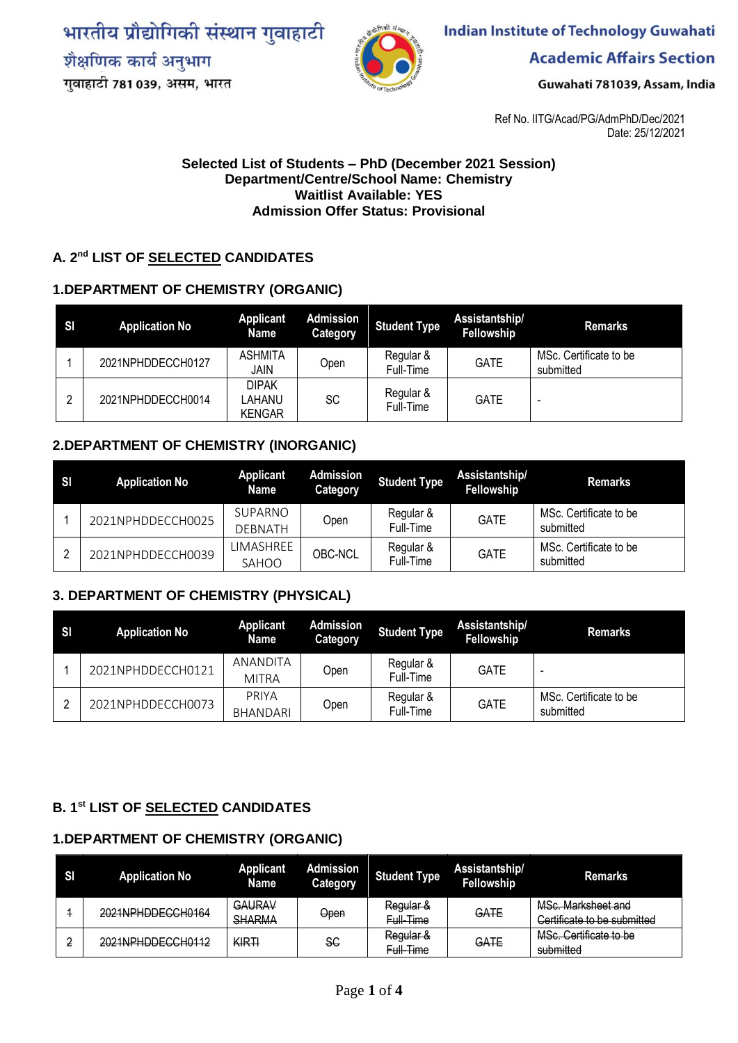भारतीय प्रौद्योगिकी संस्थान गुवाहाटी
शैक्षणिक कार्य अनुभाग
गुवाहाटी 781 039, असम, भारत

**Indian Institute of Technology Guwahati**
**Academic Affairs Section**
Guwahati 781039, Assam, India

Ref No. IITG/Acad/PG/AdmPhD/Dec/2021
Date: 25/12/2021

**Selected List of Students – PhD (December 2021 Session)**
**Department/Centre/School Name: Chemistry**
**Waitlist Available: YES**
**Admission Offer Status: Provisional**

## A. 2nd LIST OF SELECTED CANDIDATES

### 1. DEPARTMENT OF CHEMISTRY (ORGANIC)

| Sl | Application No | Applicant Name | Admission Category | Student Type | Assistantship/ Fellowship | Remarks |
|---|---|---|---|---|---|---|
| 1 | 2021NPHDDECCH0127 | ASHMITA JAIN | Open | Regular & Full-Time | GATE | MSc. Certificate to be submitted |
| 2 | 2021NPHDDECCH0014 | DIPAK LAHANU KENGAR | SC | Regular & Full-Time | GATE | - |

### 2. DEPARTMENT OF CHEMISTRY (INORGANIC)

| Sl | Application No | Applicant Name | Admission Category | Student Type | Assistantship/ Fellowship | Remarks |
|---|---|---|---|---|---|---|
| 1 | 2021NPHDDECCH0025 | SUPARNO DEBNATH | Open | Regular & Full-Time | GATE | MSc. Certificate to be submitted |
| 2 | 2021NPHDDECCH0039 | LIMASHREE SAHOO | OBC-NCL | Regular & Full-Time | GATE | MSc. Certificate to be submitted |

### 3. DEPARTMENT OF CHEMISTRY (PHYSICAL)

| Sl | Application No | Applicant Name | Admission Category | Student Type | Assistantship/ Fellowship | Remarks |
|---|---|---|---|---|---|---|
| 1 | 2021NPHDDECCH0121 | ANANDITA MITRA | Open | Regular & Full-Time | GATE | - |
| 2 | 2021NPHDDECCH0073 | PRIYA BHANDARI | Open | Regular & Full-Time | GATE | MSc. Certificate to be submitted |

## B. 1st LIST OF SELECTED CANDIDATES

### 1. DEPARTMENT OF CHEMISTRY (ORGANIC)

| Sl | Application No | Applicant Name | Admission Category | Student Type | Assistantship/ Fellowship | Remarks |
|---|---|---|---|---|---|---|
| ~~1~~ | ~~2021NPHDDECCH0164~~ | ~~GAURAV SHARMA~~ | ~~Open~~ | ~~Regular & Full-Time~~ | ~~GATE~~ | ~~MSc. Marksheet and Certificate to be submitted~~ |
| ~~2~~ | ~~2021NPHDDECCH0112~~ | ~~KIRTI~~ | ~~SC~~ | ~~Regular & Full-Time~~ | ~~GATE~~ | ~~MSc. Certificate to be submitted~~ |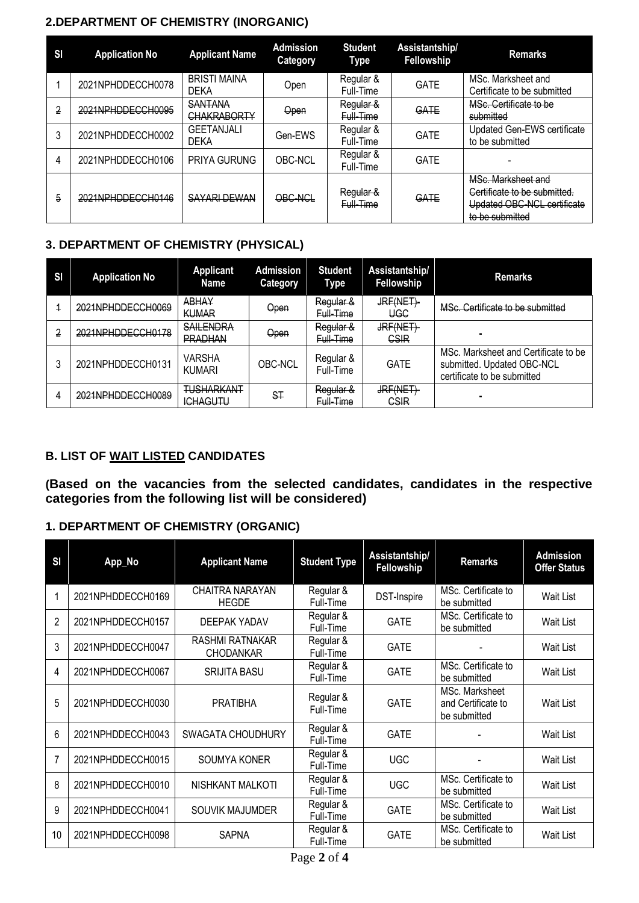### 2.DEPARTMENT OF CHEMISTRY (INORGANIC)

| Sl | Application No | Applicant Name | Admission Category | Student Type | Assistantship/ Fellowship | Remarks |
|---|---|---|---|---|---|---|
| 1 | 2021NPHDDECCH0078 | BRISTI MAINA DEKA | Open | Regular & Full-Time | GATE | MSc. Marksheet and Certificate to be submitted |
| ~~2~~ | ~~2021NPHDDECCH0095~~ | ~~SANTANA CHAKRABORTY~~ | ~~Open~~ | ~~Regular & Full-Time~~ | ~~GATE~~ | ~~MSc. Certificate to be submitted~~ |
| 3 | 2021NPHDDECCH0002 | GEETANJALI DEKA | Gen-EWS | Regular & Full-Time | GATE | Updated Gen-EWS certificate to be submitted |
| 4 | 2021NPHDDECCH0106 | PRIYA GURUNG | OBC-NCL | Regular & Full-Time | GATE | - |
| ~~5~~ | ~~2021NPHDDECCH0146~~ | ~~SAYARI DEWAN~~ | ~~OBC-NCL~~ | ~~Regular & Full-Time~~ | ~~GATE~~ | ~~MSc. Marksheet and Certificate to be submitted. Updated OBC-NCL certificate to be submitted~~ |

### 3. DEPARTMENT OF CHEMISTRY (PHYSICAL)

| Sl | Application No | Applicant Name | Admission Category | Student Type | Assistantship/ Fellowship | Remarks |
|---|---|---|---|---|---|---|
| ~~1~~ | ~~2021NPHDDECCH0069~~ | ~~ABHAY KUMAR~~ | ~~Open~~ | ~~Regular & Full-Time~~ | ~~JRF(NET)-UGC~~ | ~~MSc. Certificate to be submitted~~ |
| ~~2~~ | ~~2021NPHDDECCH0178~~ | ~~SAILENDRA PRADHAN~~ | ~~Open~~ | ~~Regular & Full-Time~~ | ~~JRF(NET)-CSIR~~ | - |
| 3 | 2021NPHDDECCH0131 | VARSHA KUMARI | OBC-NCL | Regular & Full-Time | GATE | MSc. Marksheet and Certificate to be submitted. Updated OBC-NCL certificate to be submitted |
| ~~4~~ | ~~2021NPHDDECCH0089~~ | ~~TUSHARKANT ICHAGUTU~~ | ~~ST~~ | ~~Regular & Full-Time~~ | ~~JRF(NET)-CSIR~~ | - |

### B. LIST OF WAIT LISTED CANDIDATES

**(Based on the vacancies from the selected candidates, candidates in the respective categories from the following list will be considered)**

### 1. DEPARTMENT OF CHEMISTRY (ORGANIC)

| Sl | App_No | Applicant Name | Student Type | Assistantship/ Fellowship | Remarks | Admission Offer Status |
|---|---|---|---|---|---|---|
| 1 | 2021NPHDDECCH0169 | CHAITRA NARAYAN HEGDE | Regular & Full-Time | DST-Inspire | MSc. Certificate to be submitted | Wait List |
| 2 | 2021NPHDDECCH0157 | DEEPAK YADAV | Regular & Full-Time | GATE | MSc. Certificate to be submitted | Wait List |
| 3 | 2021NPHDDECCH0047 | RASHMI RATNAKAR CHODANKAR | Regular & Full-Time | GATE | - | Wait List |
| 4 | 2021NPHDDECCH0067 | SRIJITA BASU | Regular & Full-Time | GATE | MSc. Certificate to be submitted | Wait List |
| 5 | 2021NPHDDECCH0030 | PRATIBHA | Regular & Full-Time | GATE | MSc. Marksheet and Certificate to be submitted | Wait List |
| 6 | 2021NPHDDECCH0043 | SWAGATA CHOUDHURY | Regular & Full-Time | GATE | - | Wait List |
| 7 | 2021NPHDDECCH0015 | SOUMYA KONER | Regular & Full-Time | UGC | - | Wait List |
| 8 | 2021NPHDDECCH0010 | NISHKANT MALKOTI | Regular & Full-Time | UGC | MSc. Certificate to be submitted | Wait List |
| 9 | 2021NPHDDECCH0041 | SOUVIK MAJUMDER | Regular & Full-Time | GATE | MSc. Certificate to be submitted | Wait List |
| 10 | 2021NPHDDECCH0098 | SAPNA | Regular & Full-Time | GATE | MSc. Certificate to be submitted | Wait List |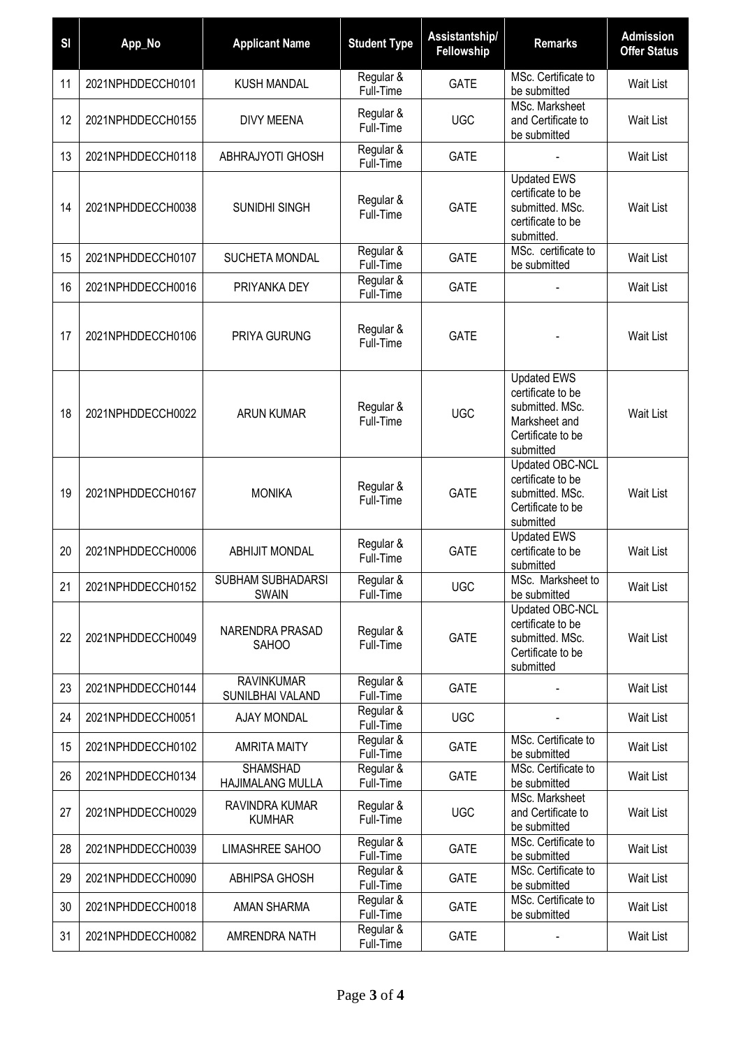| Sl | App_No | Applicant Name | Student Type | Assistantship/ Fellowship | Remarks | Admission Offer Status |
|---|---|---|---|---|---|---|
| 11 | 2021NPHDDECCH0101 | KUSH MANDAL | Regular & Full-Time | GATE | MSc. Certificate to be submitted | Wait List |
| 12 | 2021NPHDDECCH0155 | DIVY MEENA | Regular & Full-Time | UGC | MSc. Marksheet and Certificate to be submitted | Wait List |
| 13 | 2021NPHDDECCH0118 | ABHRAJYOTI GHOSH | Regular & Full-Time | GATE | - | Wait List |
| 14 | 2021NPHDDECCH0038 | SUNIDHI SINGH | Regular & Full-Time | GATE | Updated EWS certificate to be submitted. MSc. certificate to be submitted. | Wait List |
| 15 | 2021NPHDDECCH0107 | SUCHETA MONDAL | Regular & Full-Time | GATE | MSc. certificate to be submitted | Wait List |
| 16 | 2021NPHDDECCH0016 | PRIYANKA DEY | Regular & Full-Time | GATE | - | Wait List |
| 17 | 2021NPHDDECCH0106 | PRIYA GURUNG | Regular & Full-Time | GATE | - | Wait List |
| 18 | 2021NPHDDECCH0022 | ARUN KUMAR | Regular & Full-Time | UGC | Updated EWS certificate to be submitted. MSc. Marksheet and Certificate to be submitted | Wait List |
| 19 | 2021NPHDDECCH0167 | MONIKA | Regular & Full-Time | GATE | Updated OBC-NCL certificate to be submitted. MSc. Certificate to be submitted | Wait List |
| 20 | 2021NPHDDECCH0006 | ABHIJIT MONDAL | Regular & Full-Time | GATE | Updated EWS certificate to be submitted | Wait List |
| 21 | 2021NPHDDECCH0152 | SUBHAM SUBHADARSI SWAIN | Regular & Full-Time | UGC | MSc. Marksheet to be submitted | Wait List |
| 22 | 2021NPHDDECCH0049 | NARENDRA PRASAD SAHOO | Regular & Full-Time | GATE | Updated OBC-NCL certificate to be submitted. MSc. Certificate to be submitted | Wait List |
| 23 | 2021NPHDDECCH0144 | RAVINKUMAR SUNILBHAI VALAND | Regular & Full-Time | GATE | - | Wait List |
| 24 | 2021NPHDDECCH0051 | AJAY MONDAL | Regular & Full-Time | UGC | - | Wait List |
| 15 | 2021NPHDDECCH0102 | AMRITA MAITY | Regular & Full-Time | GATE | MSc. Certificate to be submitted | Wait List |
| 26 | 2021NPHDDECCH0134 | SHAMSHAD HAJIMALANG MULLA | Regular & Full-Time | GATE | MSc. Certificate to be submitted | Wait List |
| 27 | 2021NPHDDECCH0029 | RAVINDRA KUMAR KUMHAR | Regular & Full-Time | UGC | MSc. Marksheet and Certificate to be submitted | Wait List |
| 28 | 2021NPHDDECCH0039 | LIMASHREE SAHOO | Regular & Full-Time | GATE | MSc. Certificate to be submitted | Wait List |
| 29 | 2021NPHDDECCH0090 | ABHIPSA GHOSH | Regular & Full-Time | GATE | MSc. Certificate to be submitted | Wait List |
| 30 | 2021NPHDDECCH0018 | AMAN SHARMA | Regular & Full-Time | GATE | MSc. Certificate to be submitted | Wait List |
| 31 | 2021NPHDDECCH0082 | AMRENDRA NATH | Regular & Full-Time | GATE | - | Wait List |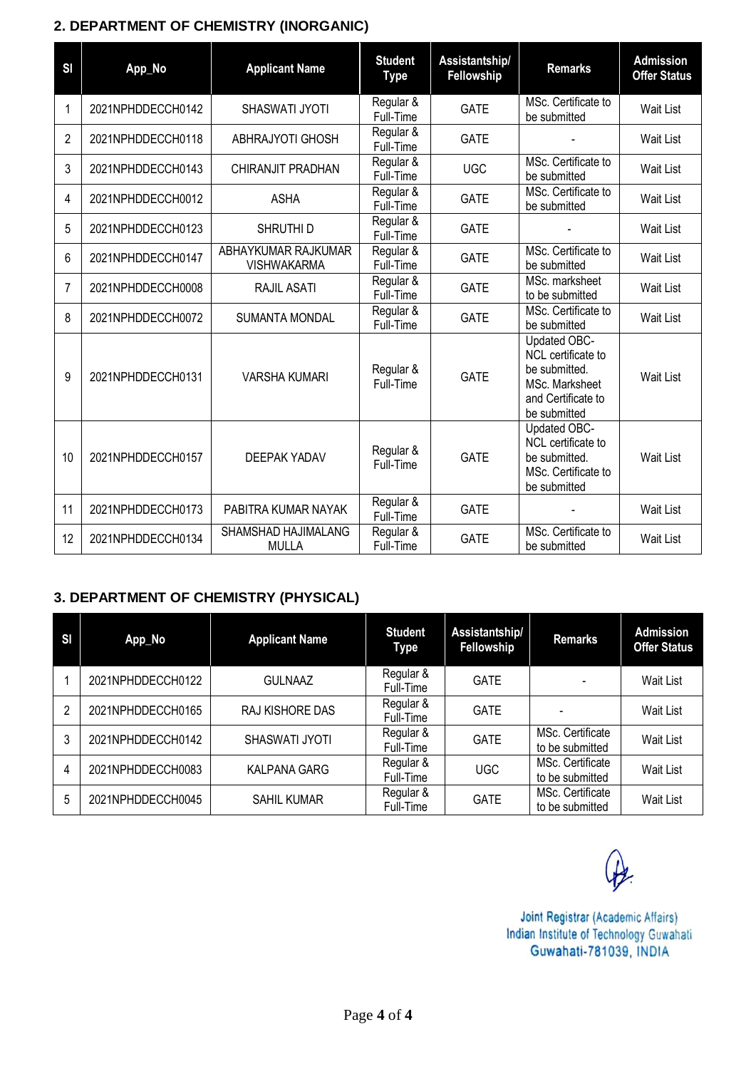## 2. DEPARTMENT OF CHEMISTRY (INORGANIC)

| Sl | App_No | Applicant Name | Student Type | Assistantship/ Fellowship | Remarks | Admission Offer Status |
|---|---|---|---|---|---|---|
| 1 | 2021NPHDDECCH0142 | SHASWATI JYOTI | Regular & Full-Time | GATE | MSc. Certificate to be submitted | Wait List |
| 2 | 2021NPHDDECCH0118 | ABHRAJYOTI GHOSH | Regular & Full-Time | GATE | - | Wait List |
| 3 | 2021NPHDDECCH0143 | CHIRANJIT PRADHAN | Regular & Full-Time | UGC | MSc. Certificate to be submitted | Wait List |
| 4 | 2021NPHDDECCH0012 | ASHA | Regular & Full-Time | GATE | MSc. Certificate to be submitted | Wait List |
| 5 | 2021NPHDDECCH0123 | SHRUTHI D | Regular & Full-Time | GATE | - | Wait List |
| 6 | 2021NPHDDECCH0147 | ABHAYKUMAR RAJKUMAR VISHWAKARMA | Regular & Full-Time | GATE | MSc. Certificate to be submitted | Wait List |
| 7 | 2021NPHDDECCH0008 | RAJIL ASATI | Regular & Full-Time | GATE | MSc. marksheet to be submitted | Wait List |
| 8 | 2021NPHDDECCH0072 | SUMANTA MONDAL | Regular & Full-Time | GATE | MSc. Certificate to be submitted | Wait List |
| 9 | 2021NPHDDECCH0131 | VARSHA KUMARI | Regular & Full-Time | GATE | Updated OBC-NCL certificate to be submitted. MSc. Marksheet and Certificate to be submitted | Wait List |
| 10 | 2021NPHDDECCH0157 | DEEPAK YADAV | Regular & Full-Time | GATE | Updated OBC-NCL certificate to be submitted. MSc. Certificate to be submitted | Wait List |
| 11 | 2021NPHDDECCH0173 | PABITRA KUMAR NAYAK | Regular & Full-Time | GATE | - | Wait List |
| 12 | 2021NPHDDECCH0134 | SHAMSHAD HAJIMALANG MULLA | Regular & Full-Time | GATE | MSc. Certificate to be submitted | Wait List |

## 3. DEPARTMENT OF CHEMISTRY (PHYSICAL)

| Sl | App_No | Applicant Name | Student Type | Assistantship/ Fellowship | Remarks | Admission Offer Status |
|---|---|---|---|---|---|---|
| 1 | 2021NPHDDECCH0122 | GULNAAZ | Regular & Full-Time | GATE | - | Wait List |
| 2 | 2021NPHDDECCH0165 | RAJ KISHORE DAS | Regular & Full-Time | GATE | - | Wait List |
| 3 | 2021NPHDDECCH0142 | SHASWATI JYOTI | Regular & Full-Time | GATE | MSc. Certificate to be submitted | Wait List |
| 4 | 2021NPHDDECCH0083 | KALPANA GARG | Regular & Full-Time | UGC | MSc. Certificate to be submitted | Wait List |
| 5 | 2021NPHDDECCH0045 | SAHIL KUMAR | Regular & Full-Time | GATE | MSc. Certificate to be submitted | Wait List |

Joint Registrar (Academic Affairs)
Indian Institute of Technology Guwahati
Guwahati-781039, INDIA